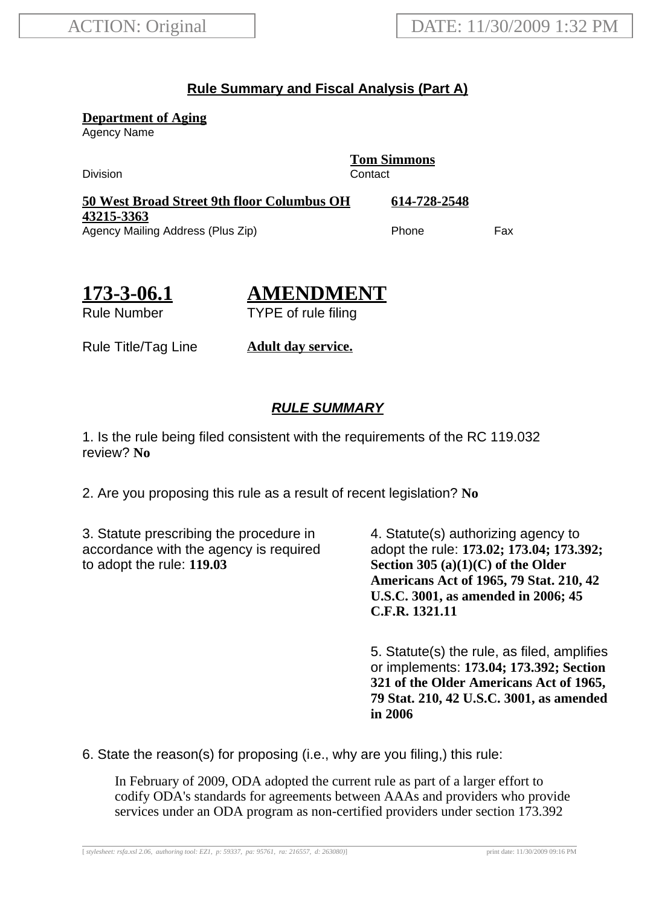ACTION: Original

DATE: 11/30/2009 1:32 PM

## Rule Summary and Fiscal Analysis (Part A)

**Department of Aging**
Agency Name

Division

**Tom Simmons**
Contact

**50 West Broad Street 9th floor Columbus OH 43215-3363**
Agency Mailing Address (Plus Zip)

**614-728-2548**
Phone

Fax

**173-3-06.1**
Rule Number

**AMENDMENT**
TYPE of rule filing

Rule Title/Tag Line **Adult day service.**

### *RULE SUMMARY*

1. Is the rule being filed consistent with the requirements of the RC 119.032 review? **No**

2. Are you proposing this rule as a result of recent legislation? **No**

3. Statute prescribing the procedure in accordance with the agency is required to adopt the rule: **119.03**

4. Statute(s) authorizing agency to adopt the rule: **173.02; 173.04; 173.392; Section 305 (a)(1)(C) of the Older Americans Act of 1965, 79 Stat. 210, 42 U.S.C. 3001, as amended in 2006; 45 C.F.R. 1321.11**

5. Statute(s) the rule, as filed, amplifies or implements: **173.04; 173.392; Section 321 of the Older Americans Act of 1965, 79 Stat. 210, 42 U.S.C. 3001, as amended in 2006**

6. State the reason(s) for proposing (i.e., why are you filing,) this rule:

In February of 2009, ODA adopted the current rule as part of a larger effort to codify ODA's standards for agreements between AAAs and providers who provide services under an ODA program as non-certified providers under section 173.392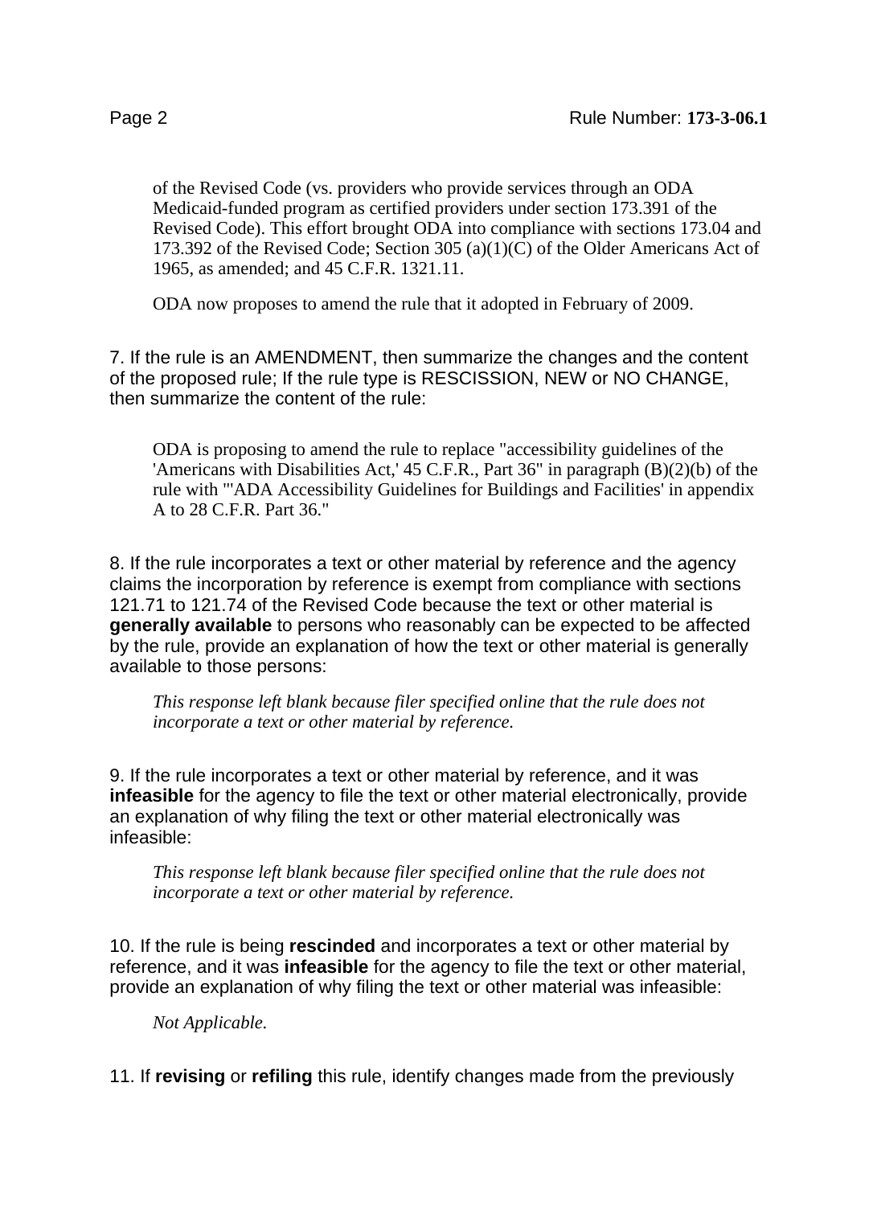of the Revised Code (vs. providers who provide services through an ODA Medicaid-funded program as certified providers under section 173.391 of the Revised Code). This effort brought ODA into compliance with sections 173.04 and 173.392 of the Revised Code; Section 305 (a)(1)(C) of the Older Americans Act of 1965, as amended; and 45 C.F.R. 1321.11.

ODA now proposes to amend the rule that it adopted in February of 2009.

7. If the rule is an AMENDMENT, then summarize the changes and the content of the proposed rule; If the rule type is RESCISSION, NEW or NO CHANGE, then summarize the content of the rule:

ODA is proposing to amend the rule to replace "accessibility guidelines of the 'Americans with Disabilities Act,' 45 C.F.R., Part 36" in paragraph (B)(2)(b) of the rule with "'ADA Accessibility Guidelines for Buildings and Facilities' in appendix A to 28 C.F.R. Part 36."

8. If the rule incorporates a text or other material by reference and the agency claims the incorporation by reference is exempt from compliance with sections 121.71 to 121.74 of the Revised Code because the text or other material is **generally available** to persons who reasonably can be expected to be affected by the rule, provide an explanation of how the text or other material is generally available to those persons:

*This response left blank because filer specified online that the rule does not incorporate a text or other material by reference.*

9. If the rule incorporates a text or other material by reference, and it was **infeasible** for the agency to file the text or other material electronically, provide an explanation of why filing the text or other material electronically was infeasible:

*This response left blank because filer specified online that the rule does not incorporate a text or other material by reference.*

10. If the rule is being **rescinded** and incorporates a text or other material by reference, and it was **infeasible** for the agency to file the text or other material, provide an explanation of why filing the text or other material was infeasible:

*Not Applicable.*

11. If **revising** or **refiling** this rule, identify changes made from the previously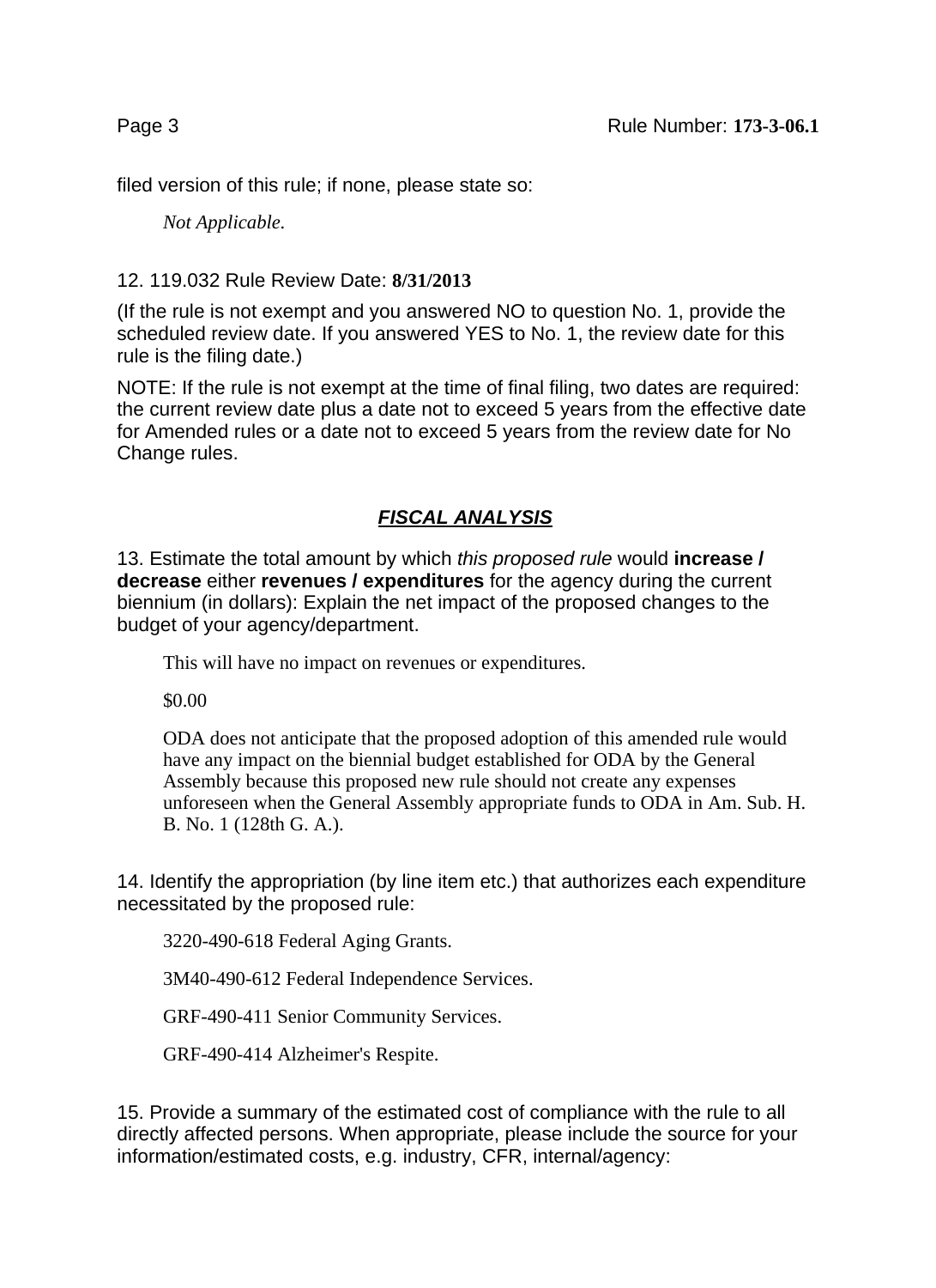filed version of this rule; if none, please state so:

*Not Applicable.*

12. 119.032 Rule Review Date: **8/31/2013**

(If the rule is not exempt and you answered NO to question No. 1, provide the scheduled review date. If you answered YES to No. 1, the review date for this rule is the filing date.)

NOTE: If the rule is not exempt at the time of final filing, two dates are required: the current review date plus a date not to exceed 5 years from the effective date for Amended rules or a date not to exceed 5 years from the review date for No Change rules.

## ***FISCAL ANALYSIS***

13. Estimate the total amount by which *this proposed rule* would **increase / decrease** either **revenues / expenditures** for the agency during the current biennium (in dollars): Explain the net impact of the proposed changes to the budget of your agency/department.

This will have no impact on revenues or expenditures.

$0.00

ODA does not anticipate that the proposed adoption of this amended rule would have any impact on the biennial budget established for ODA by the General Assembly because this proposed new rule should not create any expenses unforeseen when the General Assembly appropriate funds to ODA in Am. Sub. H. B. No. 1 (128th G. A.).

14. Identify the appropriation (by line item etc.) that authorizes each expenditure necessitated by the proposed rule:

3220-490-618 Federal Aging Grants.

3M40-490-612 Federal Independence Services.

GRF-490-411 Senior Community Services.

GRF-490-414 Alzheimer's Respite.

15. Provide a summary of the estimated cost of compliance with the rule to all directly affected persons. When appropriate, please include the source for your information/estimated costs, e.g. industry, CFR, internal/agency: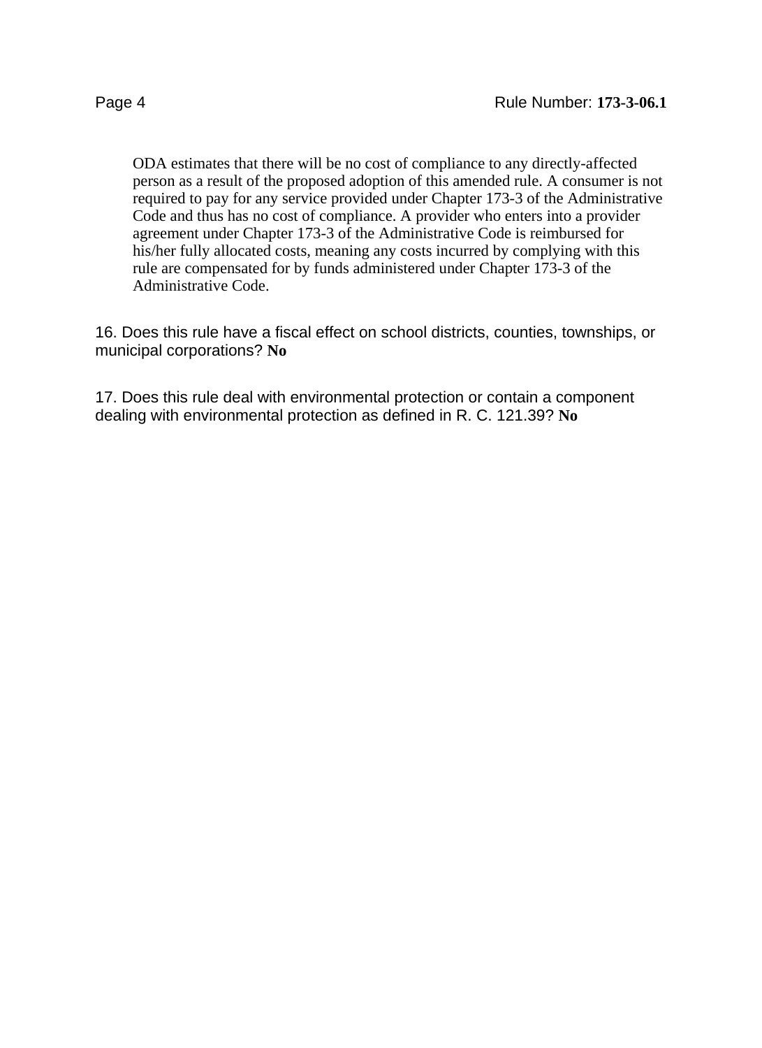ODA estimates that there will be no cost of compliance to any directly-affected person as a result of the proposed adoption of this amended rule. A consumer is not required to pay for any service provided under Chapter 173-3 of the Administrative Code and thus has no cost of compliance. A provider who enters into a provider agreement under Chapter 173-3 of the Administrative Code is reimbursed for his/her fully allocated costs, meaning any costs incurred by complying with this rule are compensated for by funds administered under Chapter 173-3 of the Administrative Code.

16. Does this rule have a fiscal effect on school districts, counties, townships, or municipal corporations? **No**

17. Does this rule deal with environmental protection or contain a component dealing with environmental protection as defined in R. C. 121.39? **No**